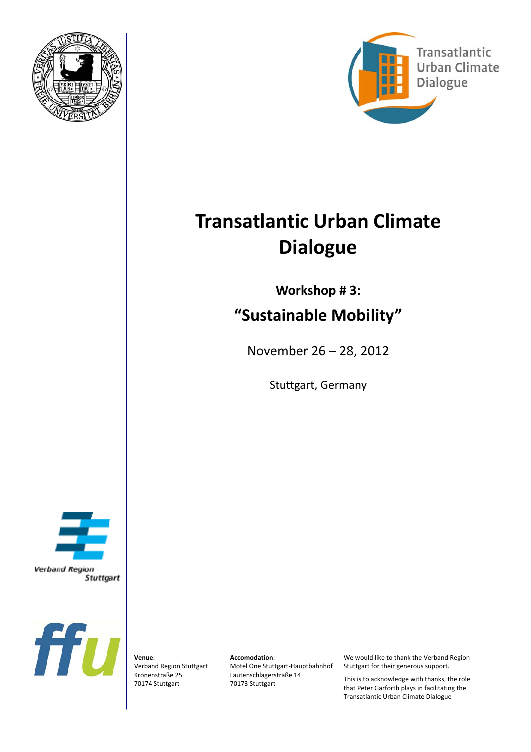# Transatlantic Urban Climate Dialogue

### Workshop # 3:

## "Sustainable Mobility"

November 26 – 28, 2012

Stuttgart, Germany

**Venue**:
Verband Region Stuttgart
Kronenstraße 25
70174 Stuttgart

**Accomodation**:
Motel One Stuttgart-Hauptbahnhof
Lautenschlagerstraße 14
70173 Stuttgart

We would like to thank the Verband Region Stuttgart for their generous support.

This is to acknowledge with thanks, the role that Peter Garforth plays in facilitating the Transatlantic Urban Climate Dialogue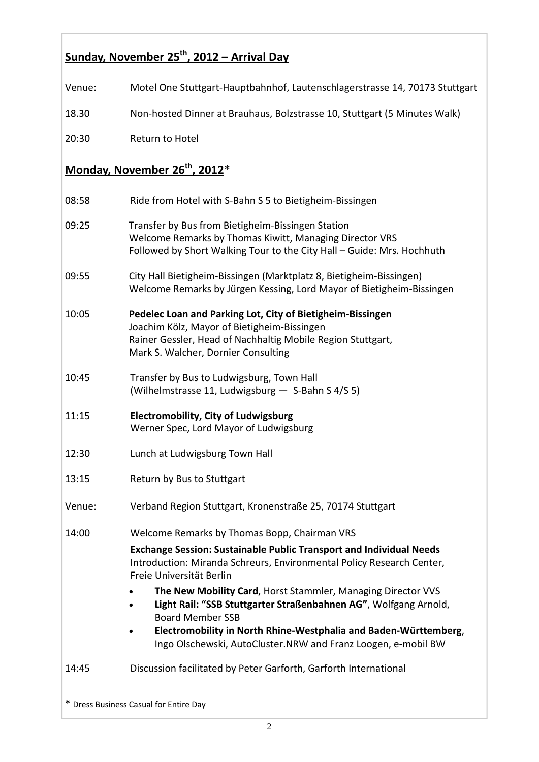## Sunday, November 25th, 2012 – Arrival Day

Venue: Motel One Stuttgart-Hauptbahnhof, Lautenschlagerstrasse 14, 70173 Stuttgart

18.30 Non-hosted Dinner at Brauhaus, Bolzstrasse 10, Stuttgart (5 Minutes Walk)

20:30 Return to Hotel

## Monday, November 26th, 2012*

08:58 Ride from Hotel with S-Bahn S 5 to Bietigheim-Bissingen

09:25 Transfer by Bus from Bietigheim-Bissingen Station
Welcome Remarks by Thomas Kiwitt, Managing Director VRS
Followed by Short Walking Tour to the City Hall – Guide: Mrs. Hochhuth

09:55 City Hall Bietigheim-Bissingen (Marktplatz 8, Bietigheim-Bissingen)
Welcome Remarks by Jürgen Kessing, Lord Mayor of Bietigheim-Bissingen

10:05 **Pedelec Loan and Parking Lot, City of Bietigheim-Bissingen**
Joachim Kölz, Mayor of Bietigheim-Bissingen
Rainer Gessler, Head of Nachhaltig Mobile Region Stuttgart,
Mark S. Walcher, Dornier Consulting

10:45 Transfer by Bus to Ludwigsburg, Town Hall
(Wilhelmstrasse 11, Ludwigsburg — S-Bahn S 4/S 5)

11:15 **Electromobility, City of Ludwigsburg**
Werner Spec, Lord Mayor of Ludwigsburg

12:30 Lunch at Ludwigsburg Town Hall

13:15 Return by Bus to Stuttgart

Venue: Verband Region Stuttgart, Kronenstraße 25, 70174 Stuttgart

14:00 Welcome Remarks by Thomas Bopp, Chairman VRS

**Exchange Session: Sustainable Public Transport and Individual Needs**
Introduction: Miranda Schreurs, Environmental Policy Research Center, Freie Universität Berlin

- **The New Mobility Card**, Horst Stammler, Managing Director VVS
- **Light Rail: "SSB Stuttgarter Straßenbahnen AG"**, Wolfgang Arnold, Board Member SSB
- **Electromobility in North Rhine-Westphalia and Baden-Württemberg**, Ingo Olschewski, AutoCluster.NRW and Franz Loogen, e-mobil BW

14:45 Discussion facilitated by Peter Garforth, Garforth International

* Dress Business Casual for Entire Day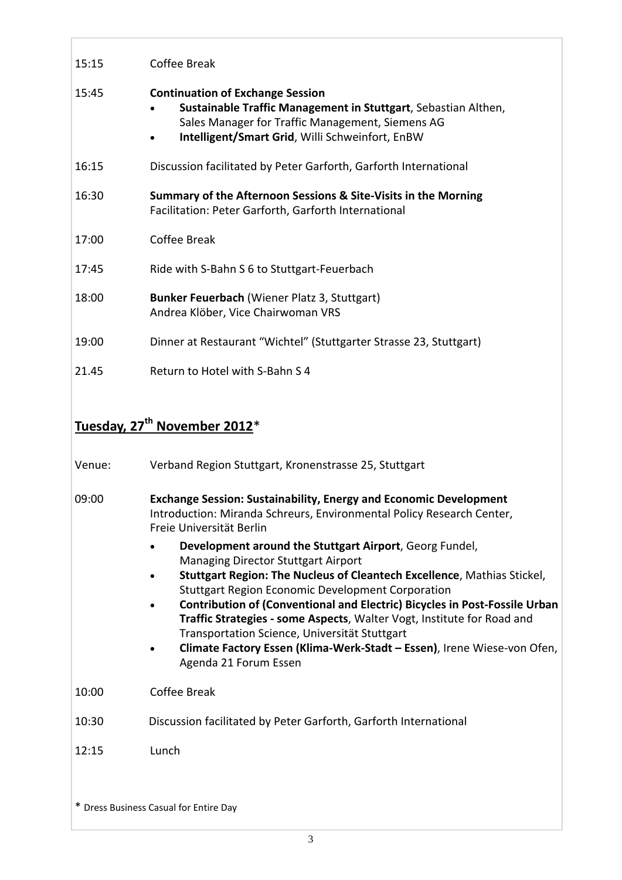15:15 Coffee Break

15:45 **Continuation of Exchange Session**

- **Sustainable Traffic Management in Stuttgart**, Sebastian Althen, Sales Manager for Traffic Management, Siemens AG
- **Intelligent/Smart Grid**, Willi Schweinfort, EnBW

16:15 Discussion facilitated by Peter Garforth, Garforth International

16:30 **Summary of the Afternoon Sessions & Site-Visits in the Morning**
Facilitation: Peter Garforth, Garforth International

17:00 Coffee Break

17:45 Ride with S-Bahn S 6 to Stuttgart-Feuerbach

18:00 **Bunker Feuerbach** (Wiener Platz 3, Stuttgart)
Andrea Klöber, Vice Chairwoman VRS

19:00 Dinner at Restaurant "Wichtel" (Stuttgarter Strasse 23, Stuttgart)

21.45 Return to Hotel with S-Bahn S 4

## Tuesday, 27th November 2012*

Venue: Verband Region Stuttgart, Kronenstrasse 25, Stuttgart

09:00 **Exchange Session: Sustainability, Energy and Economic Development**
Introduction: Miranda Schreurs, Environmental Policy Research Center, Freie Universität Berlin

- **Development around the Stuttgart Airport**, Georg Fundel, Managing Director Stuttgart Airport
- **Stuttgart Region: The Nucleus of Cleantech Excellence**, Mathias Stickel, Stuttgart Region Economic Development Corporation
- **Contribution of (Conventional and Electric) Bicycles in Post-Fossile Urban Traffic Strategies - some Aspects**, Walter Vogt, Institute for Road and Transportation Science, Universität Stuttgart
- **Climate Factory Essen (Klima-Werk-Stadt – Essen)**, Irene Wiese-von Ofen, Agenda 21 Forum Essen

10:00 Coffee Break

10:30 Discussion facilitated by Peter Garforth, Garforth International

12:15 Lunch

* Dress Business Casual for Entire Day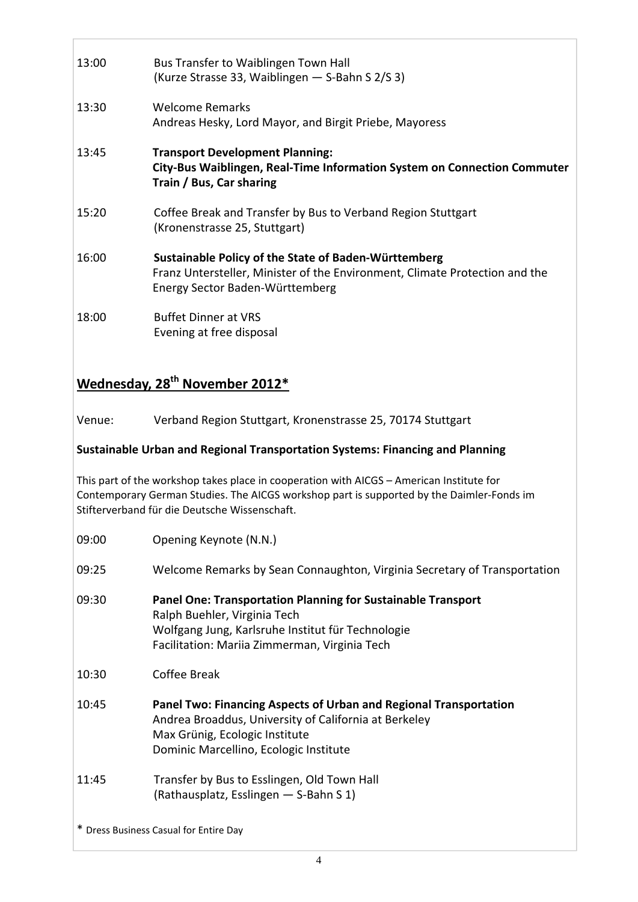13:00 Bus Transfer to Waiblingen Town Hall
(Kurze Strasse 33, Waiblingen — S-Bahn S 2/S 3)

13:30 Welcome Remarks
Andreas Hesky, Lord Mayor, and Birgit Priebe, Mayoress

13:45 **Transport Development Planning:**
**City-Bus Waiblingen, Real-Time Information System on Connection Commuter Train / Bus, Car sharing**

15:20 Coffee Break and Transfer by Bus to Verband Region Stuttgart
(Kronenstrasse 25, Stuttgart)

16:00 **Sustainable Policy of the State of Baden-Württemberg**
Franz Untersteller, Minister of the Environment, Climate Protection and the Energy Sector Baden-Württemberg

18:00 Buffet Dinner at VRS
Evening at free disposal

## Wednesday, 28th November 2012*

Venue: Verband Region Stuttgart, Kronenstrasse 25, 70174 Stuttgart

**Sustainable Urban and Regional Transportation Systems: Financing and Planning**

This part of the workshop takes place in cooperation with AICGS – American Institute for Contemporary German Studies. The AICGS workshop part is supported by the Daimler-Fonds im Stifterverband für die Deutsche Wissenschaft.

09:00 Opening Keynote (N.N.)

09:25 Welcome Remarks by Sean Connaughton, Virginia Secretary of Transportation

09:30 **Panel One: Transportation Planning for Sustainable Transport**
Ralph Buehler, Virginia Tech
Wolfgang Jung, Karlsruhe Institut für Technologie
Facilitation: Mariia Zimmerman, Virginia Tech

10:30 Coffee Break

10:45 **Panel Two: Financing Aspects of Urban and Regional Transportation**
Andrea Broaddus, University of California at Berkeley
Max Grünig, Ecologic Institute
Dominic Marcellino, Ecologic Institute

11:45 Transfer by Bus to Esslingen, Old Town Hall
(Rathausplatz, Esslingen — S-Bahn S 1)

* Dress Business Casual for Entire Day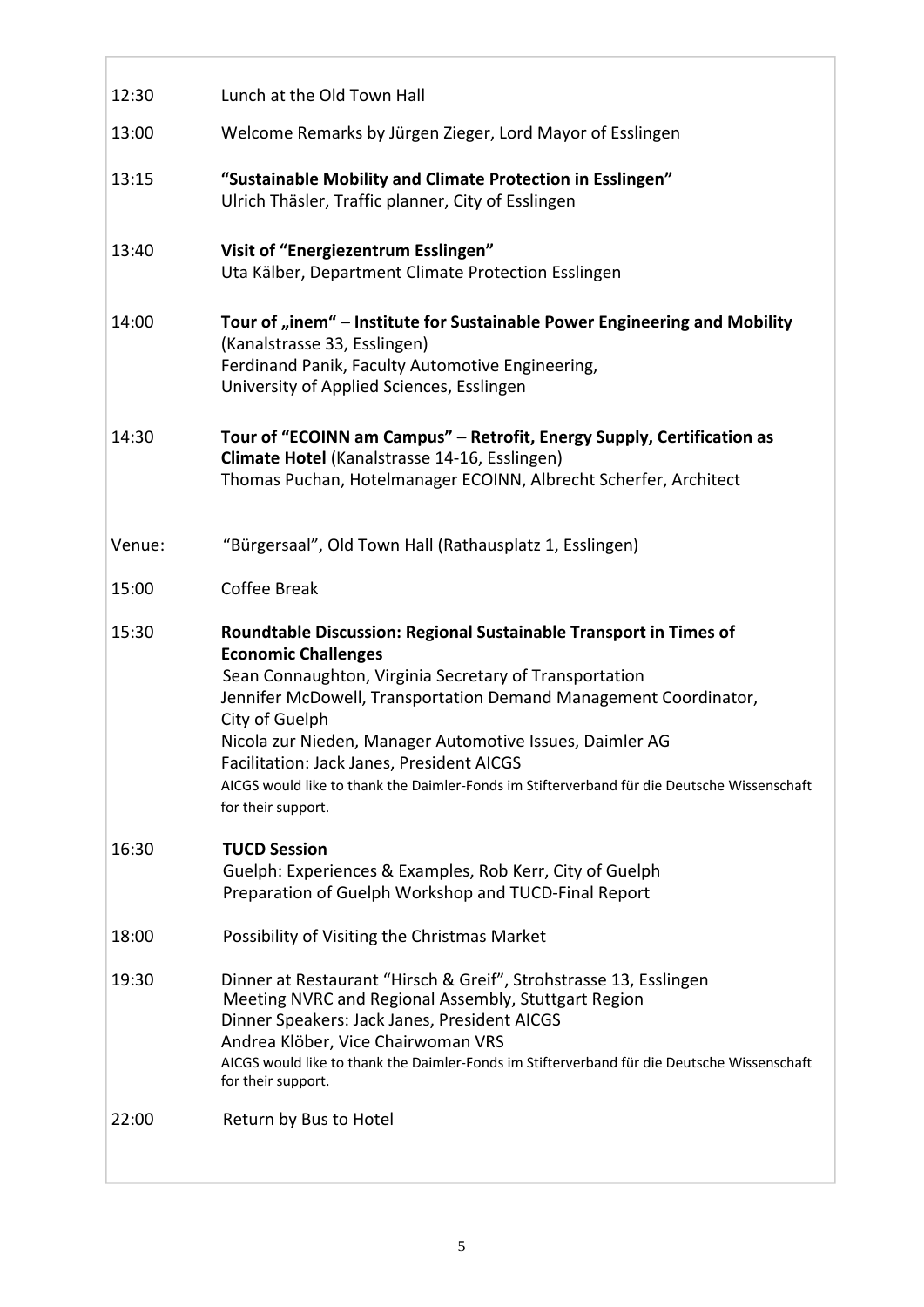| | |
|---|---|
| 12:30 | Lunch at the Old Town Hall |
| 13:00 | Welcome Remarks by Jürgen Zieger, Lord Mayor of Esslingen |
| 13:15 | **“Sustainable Mobility and Climate Protection in Esslingen”**<br>Ulrich Thäsler, Traffic planner, City of Esslingen |
| 13:40 | **Visit of “Energiezentrum Esslingen”**<br>Uta Kälber, Department Climate Protection Esslingen |
| 14:00 | **Tour of „inem“ – Institute for Sustainable Power Engineering and Mobility** (Kanalstrasse 33, Esslingen)<br>Ferdinand Panik, Faculty Automotive Engineering, University of Applied Sciences, Esslingen |
| 14:30 | **Tour of “ECOINN am Campus” – Retrofit, Energy Supply, Certification as Climate Hotel** (Kanalstrasse 14-16, Esslingen)<br>Thomas Puchan, Hotelmanager ECOINN, Albrecht Scherfer, Architect |
| Venue: | “Bürgersaal”, Old Town Hall (Rathausplatz 1, Esslingen) |
| 15:00 | Coffee Break |
| 15:30 | **Roundtable Discussion: Regional Sustainable Transport in Times of Economic Challenges**<br>Sean Connaughton, Virginia Secretary of Transportation<br>Jennifer McDowell, Transportation Demand Management Coordinator, City of Guelph<br>Nicola zur Nieden, Manager Automotive Issues, Daimler AG<br>Facilitation: Jack Janes, President AICGS<br>AICGS would like to thank the Daimler-Fonds im Stifterverband für die Deutsche Wissenschaft for their support. |
| 16:30 | **TUCD Session**<br>Guelph: Experiences & Examples, Rob Kerr, City of Guelph<br>Preparation of Guelph Workshop and TUCD-Final Report |
| 18:00 | Possibility of Visiting the Christmas Market |
| 19:30 | Dinner at Restaurant “Hirsch & Greif”, Strohstrasse 13, Esslingen<br>Meeting NVRC and Regional Assembly, Stuttgart Region<br>Dinner Speakers: Jack Janes, President AICGS<br>Andrea Klöber, Vice Chairwoman VRS<br>AICGS would like to thank the Daimler-Fonds im Stifterverband für die Deutsche Wissenschaft for their support. |
| 22:00 | Return by Bus to Hotel |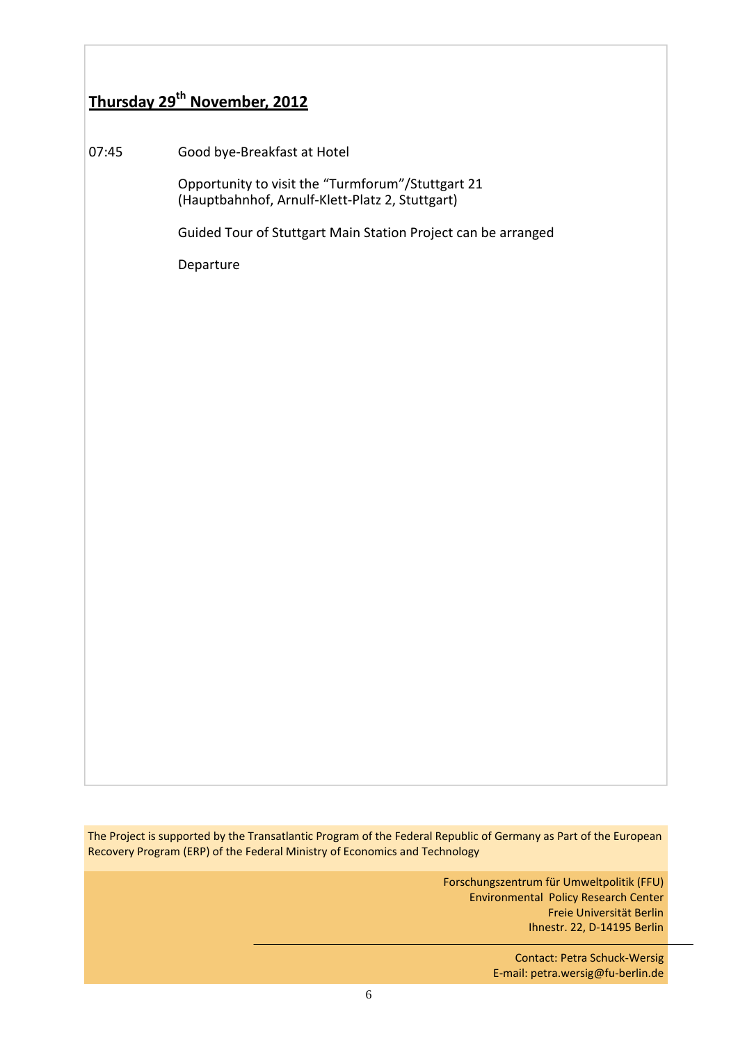**Thursday 29th November, 2012**

| | |
|---|---|
| 07:45 | Good bye-Breakfast at Hotel |
| | Opportunity to visit the "Turmforum"/Stuttgart 21 (Hauptbahnhof, Arnulf-Klett-Platz 2, Stuttgart) |
| | Guided Tour of Stuttgart Main Station Project can be arranged |
| | Departure |

The Project is supported by the Transatlantic Program of the Federal Republic of Germany as Part of the European Recovery Program (ERP) of the Federal Ministry of Economics and Technology

Forschungszentrum für Umweltpolitik (FFU)
Environmental Policy Research Center
Freie Universität Berlin
Ihnestr. 22, D-14195 Berlin

Contact: Petra Schuck-Wersig
E-mail: petra.wersig@fu-berlin.de